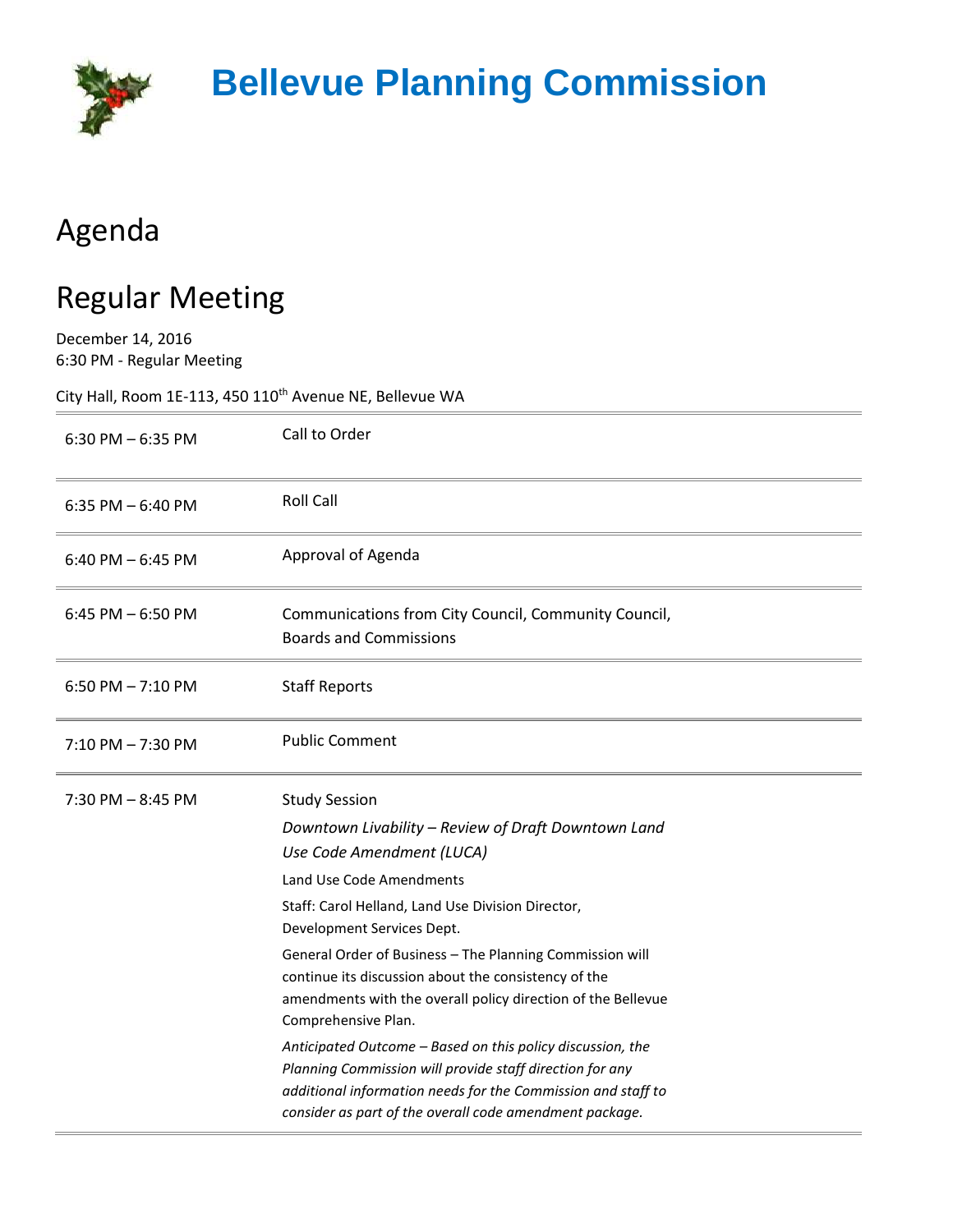# Bellevue Planning Commission

## Agenda

## Regular Meeting

December 14, 2016
6:30 PM - Regular Meeting

City Hall, Room 1E-113, 450 110th Avenue NE, Bellevue WA

| | |
|---|---|
| 6:30 PM – 6:35 PM | Call to Order |
| 6:35 PM – 6:40 PM | Roll Call |
| 6:40 PM – 6:45 PM | Approval of Agenda |
| 6:45 PM – 6:50 PM | Communications from City Council, Community Council, Boards and Commissions |
| 6:50 PM – 7:10 PM | Staff Reports |
| 7:10 PM – 7:30 PM | Public Comment |
| 7:30 PM – 8:45 PM | Study Session<br>*Downtown Livability – Review of Draft Downtown Land Use Code Amendment (LUCA)*<br>Land Use Code Amendments<br>Staff: Carol Helland, Land Use Division Director, Development Services Dept.<br>General Order of Business – The Planning Commission will continue its discussion about the consistency of the amendments with the overall policy direction of the Bellevue Comprehensive Plan.<br>*Anticipated Outcome – Based on this policy discussion, the Planning Commission will provide staff direction for any additional information needs for the Commission and staff to consider as part of the overall code amendment package.* |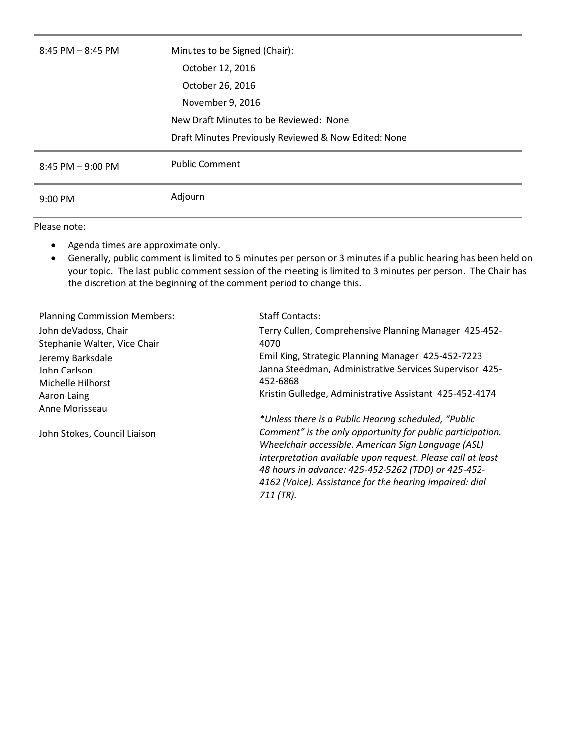| | |
|---|---|
| 8:45 PM – 8:45 PM | Minutes to be Signed (Chair):<br>October 12, 2016<br>October 26, 2016<br>November 9, 2016<br>New Draft Minutes to be Reviewed: None<br>Draft Minutes Previously Reviewed & Now Edited: None |
| 8:45 PM – 9:00 PM | Public Comment |
| 9:00 PM | Adjourn |

Please note:

- Agenda times are approximate only.
- Generally, public comment is limited to 5 minutes per person or 3 minutes if a public hearing has been held on your topic. The last public comment session of the meeting is limited to 3 minutes per person. The Chair has the discretion at the beginning of the comment period to change this.

Planning Commission Members:

John deVadoss, Chair
Stephanie Walter, Vice Chair
Jeremy Barksdale
John Carlson
Michelle Hilhorst
Aaron Laing
Anne Morisseau

John Stokes, Council Liaison

Staff Contacts:

Terry Cullen, Comprehensive Planning Manager 425-452-4070
Emil King, Strategic Planning Manager 425-452-7223
Janna Steedman, Administrative Services Supervisor 425-452-6868
Kristin Gulledge, Administrative Assistant 425-452-4174

*\*Unless there is a Public Hearing scheduled, "Public Comment" is the only opportunity for public participation. Wheelchair accessible. American Sign Language (ASL) interpretation available upon request. Please call at least 48 hours in advance: 425-452-5262 (TDD) or 425-452-4162 (Voice). Assistance for the hearing impaired: dial 711 (TR).*